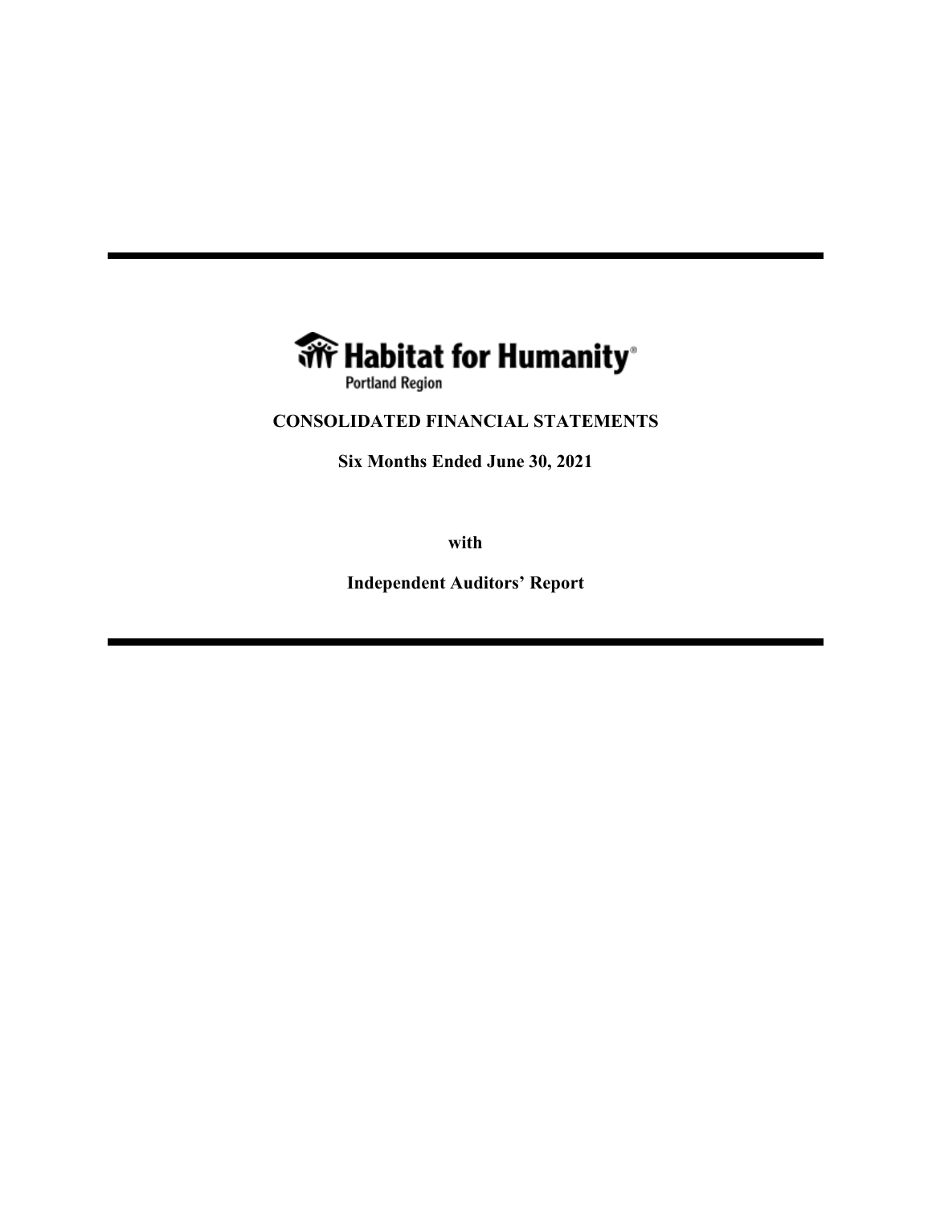Habitat for Humanity®

Portland Region

**CONSOLIDATED FINANCIAL STATEMENTS**

**Six Months Ended June 30, 2021**

**with**

**Independent Auditors' Report**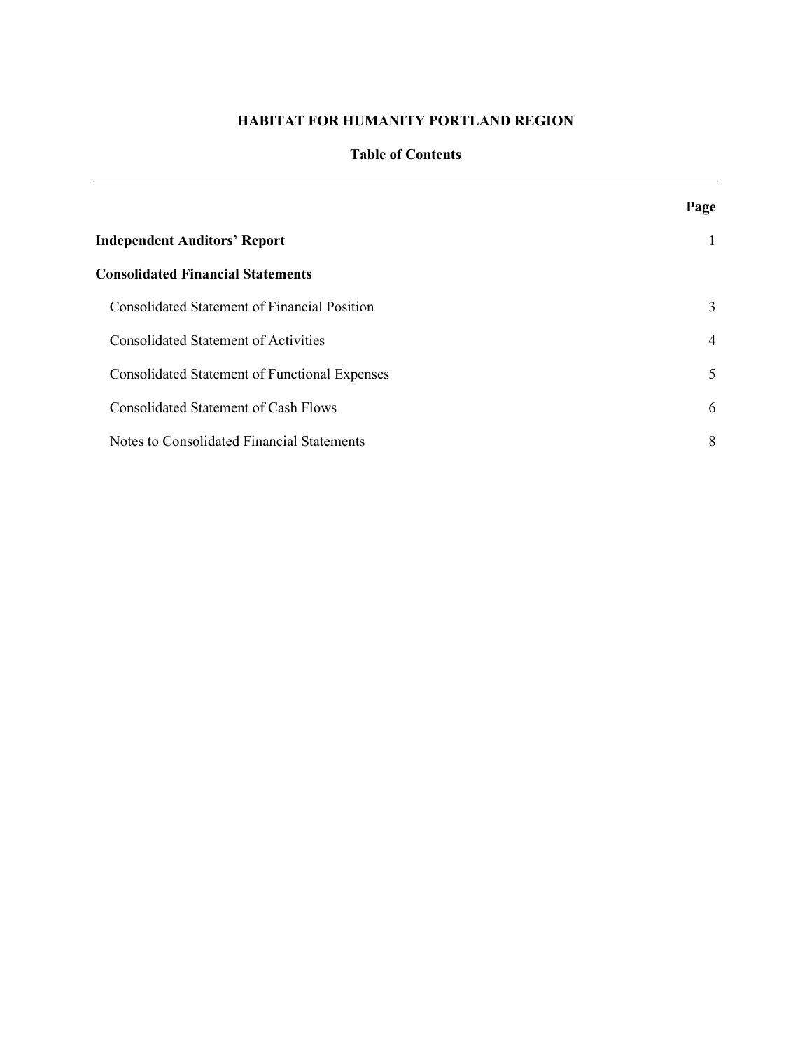# HABITAT FOR HUMANITY PORTLAND REGION

## Table of Contents

| | Page |
|---|---|
| **Independent Auditors' Report** | 1 |
| **Consolidated Financial Statements** | |
| Consolidated Statement of Financial Position | 3 |
| Consolidated Statement of Activities | 4 |
| Consolidated Statement of Functional Expenses | 5 |
| Consolidated Statement of Cash Flows | 6 |
| Notes to Consolidated Financial Statements | 8 |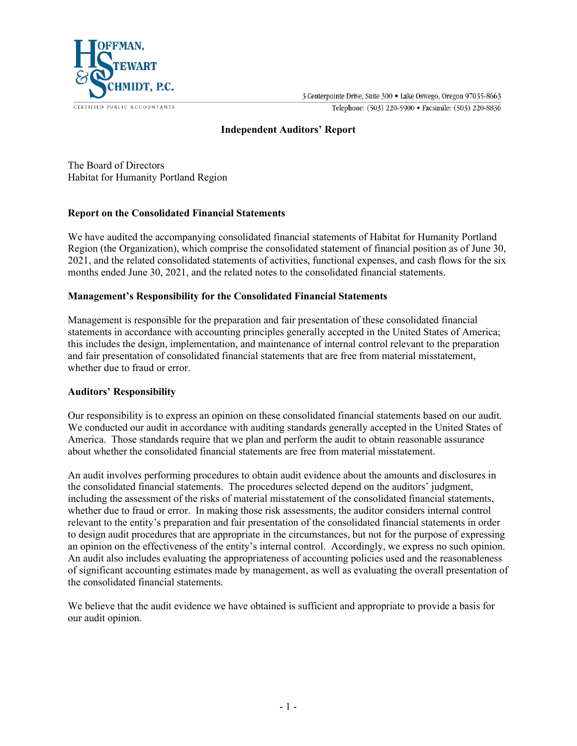**HOFFMAN, STEWART & SCHMIDT, P.C.**

CERTIFIED PUBLIC ACCOUNTANTS

3 Centerpointe Drive, Suite 300 • Lake Oswego, Oregon 97035-8663
Telephone: (503) 220-5900 • Facsimile: (503) 220-8836

## Independent Auditors' Report

The Board of Directors
Habitat for Humanity Portland Region

### Report on the Consolidated Financial Statements

We have audited the accompanying consolidated financial statements of Habitat for Humanity Portland Region (the Organization), which comprise the consolidated statement of financial position as of June 30, 2021, and the related consolidated statements of activities, functional expenses, and cash flows for the six months ended June 30, 2021, and the related notes to the consolidated financial statements.

### Management's Responsibility for the Consolidated Financial Statements

Management is responsible for the preparation and fair presentation of these consolidated financial statements in accordance with accounting principles generally accepted in the United States of America; this includes the design, implementation, and maintenance of internal control relevant to the preparation and fair presentation of consolidated financial statements that are free from material misstatement, whether due to fraud or error.

### Auditors' Responsibility

Our responsibility is to express an opinion on these consolidated financial statements based on our audit. We conducted our audit in accordance with auditing standards generally accepted in the United States of America. Those standards require that we plan and perform the audit to obtain reasonable assurance about whether the consolidated financial statements are free from material misstatement.

An audit involves performing procedures to obtain audit evidence about the amounts and disclosures in the consolidated financial statements. The procedures selected depend on the auditors' judgment, including the assessment of the risks of material misstatement of the consolidated financial statements, whether due to fraud or error. In making those risk assessments, the auditor considers internal control relevant to the entity's preparation and fair presentation of the consolidated financial statements in order to design audit procedures that are appropriate in the circumstances, but not for the purpose of expressing an opinion on the effectiveness of the entity's internal control. Accordingly, we express no such opinion. An audit also includes evaluating the appropriateness of accounting policies used and the reasonableness of significant accounting estimates made by management, as well as evaluating the overall presentation of the consolidated financial statements.

We believe that the audit evidence we have obtained is sufficient and appropriate to provide a basis for our audit opinion.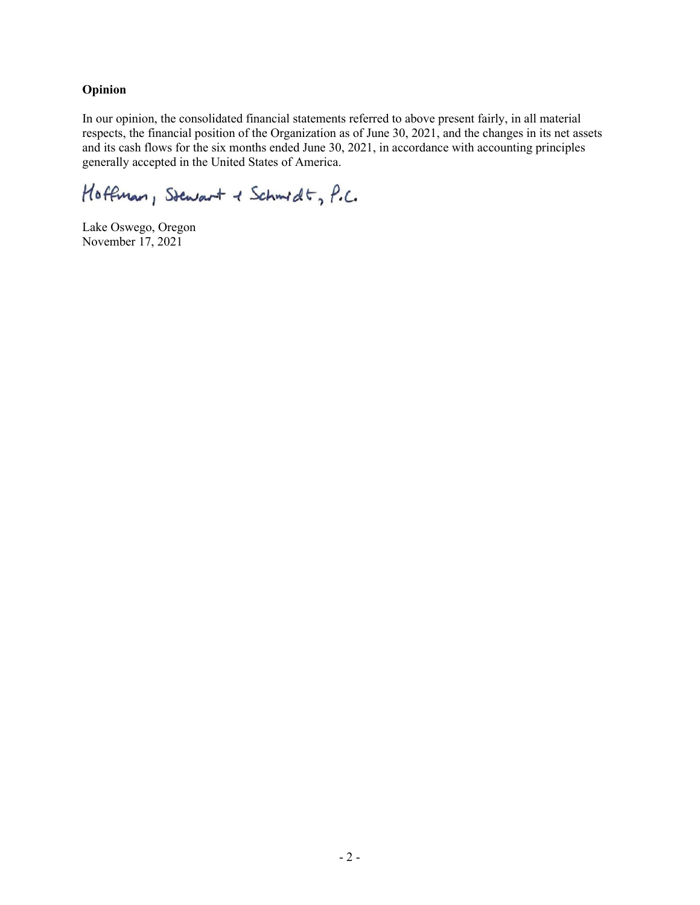**Opinion**

In our opinion, the consolidated financial statements referred to above present fairly, in all material respects, the financial position of the Organization as of June 30, 2021, and the changes in its net assets and its cash flows for the six months ended June 30, 2021, in accordance with accounting principles generally accepted in the United States of America.

Hoffman, Stewart & Schmidt, P.C.

Lake Oswego, Oregon
November 17, 2021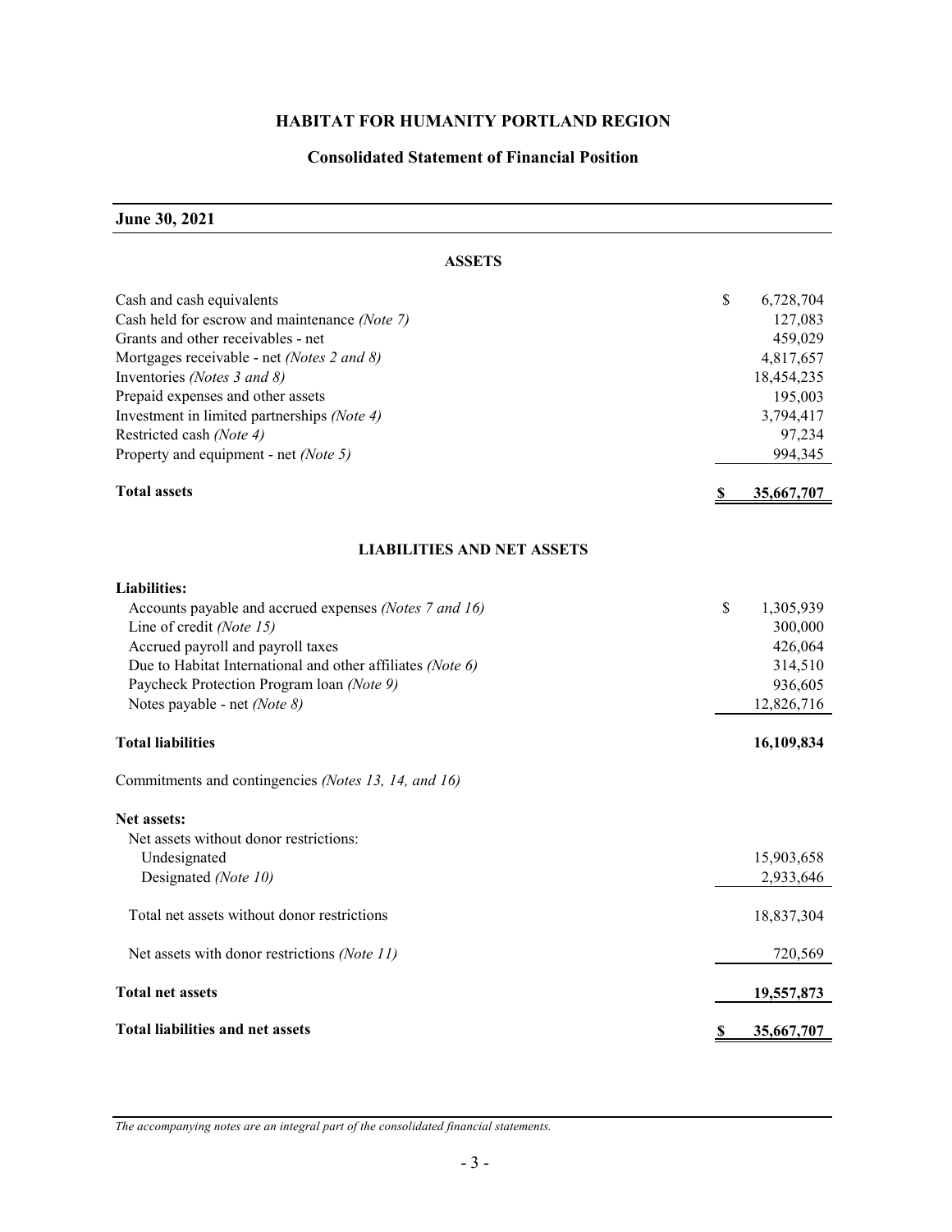# HABITAT FOR HUMANITY PORTLAND REGION

## Consolidated Statement of Financial Position

**June 30, 2021**

### ASSETS

| | |
|---|---|
| Cash and cash equivalents | $ 6,728,704 |
| Cash held for escrow and maintenance *(Note 7)* | 127,083 |
| Grants and other receivables - net | 459,029 |
| Mortgages receivable - net *(Notes 2 and 8)* | 4,817,657 |
| Inventories *(Notes 3 and 8)* | 18,454,235 |
| Prepaid expenses and other assets | 195,003 |
| Investment in limited partnerships *(Note 4)* | 3,794,417 |
| Restricted cash *(Note 4)* | 97,234 |
| Property and equipment - net *(Note 5)* | 994,345 |
| **Total assets** | **$ 35,667,707** |

### LIABILITIES AND NET ASSETS

| | |
|---|---|
| **Liabilities:** | |
| Accounts payable and accrued expenses *(Notes 7 and 16)* | $ 1,305,939 |
| Line of credit *(Note 15)* | 300,000 |
| Accrued payroll and payroll taxes | 426,064 |
| Due to Habitat International and other affiliates *(Note 6)* | 314,510 |
| Paycheck Protection Program loan *(Note 9)* | 936,605 |
| Notes payable - net *(Note 8)* | 12,826,716 |
| **Total liabilities** | **16,109,834** |
| Commitments and contingencies *(Notes 13, 14, and 16)* | |
| **Net assets:** | |
| Net assets without donor restrictions: | |
| Undesignated | 15,903,658 |
| Designated *(Note 10)* | 2,933,646 |
| Total net assets without donor restrictions | 18,837,304 |
| Net assets with donor restrictions *(Note 11)* | 720,569 |
| **Total net assets** | **19,557,873** |
| **Total liabilities and net assets** | **$ 35,667,707** |

*The accompanying notes are an integral part of the consolidated financial statements.*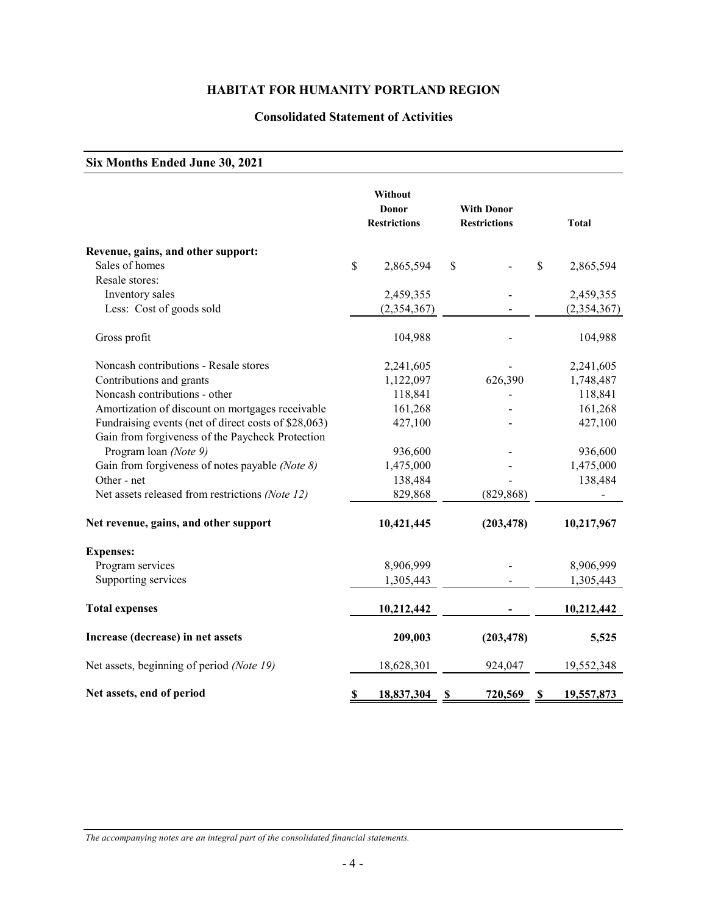# HABITAT FOR HUMANITY PORTLAND REGION

## Consolidated Statement of Activities

### Six Months Ended June 30, 2021

| | Without Donor Restrictions | With Donor Restrictions | Total |
|---|---|---|---|
| **Revenue, gains, and other support:** | | | |
| Sales of homes | $ 2,865,594 | $ - | $ 2,865,594 |
| Resale stores: | | | |
| Inventory sales | 2,459,355 | - | 2,459,355 |
| Less: Cost of goods sold | (2,354,367) | - | (2,354,367) |
| Gross profit | 104,988 | - | 104,988 |
| Noncash contributions - Resale stores | 2,241,605 | - | 2,241,605 |
| Contributions and grants | 1,122,097 | 626,390 | 1,748,487 |
| Noncash contributions - other | 118,841 | - | 118,841 |
| Amortization of discount on mortgages receivable | 161,268 | - | 161,268 |
| Fundraising events (net of direct costs of $28,063) | 427,100 | - | 427,100 |
| Gain from forgiveness of the Paycheck Protection Program loan *(Note 9)* | 936,600 | - | 936,600 |
| Gain from forgiveness of notes payable *(Note 8)* | 1,475,000 | - | 1,475,000 |
| Other - net | 138,484 | - | 138,484 |
| Net assets released from restrictions *(Note 12)* | 829,868 | (829,868) | - |
| **Net revenue, gains, and other support** | **10,421,445** | **(203,478)** | **10,217,967** |
| **Expenses:** | | | |
| Program services | 8,906,999 | - | 8,906,999 |
| Supporting services | 1,305,443 | - | 1,305,443 |
| **Total expenses** | **10,212,442** | **-** | **10,212,442** |
| **Increase (decrease) in net assets** | **209,003** | **(203,478)** | **5,525** |
| Net assets, beginning of period *(Note 19)* | 18,628,301 | 924,047 | 19,552,348 |
| **Net assets, end of period** | **$ 18,837,304** | **$ 720,569** | **$ 19,557,873** |

*The accompanying notes are an integral part of the consolidated financial statements.*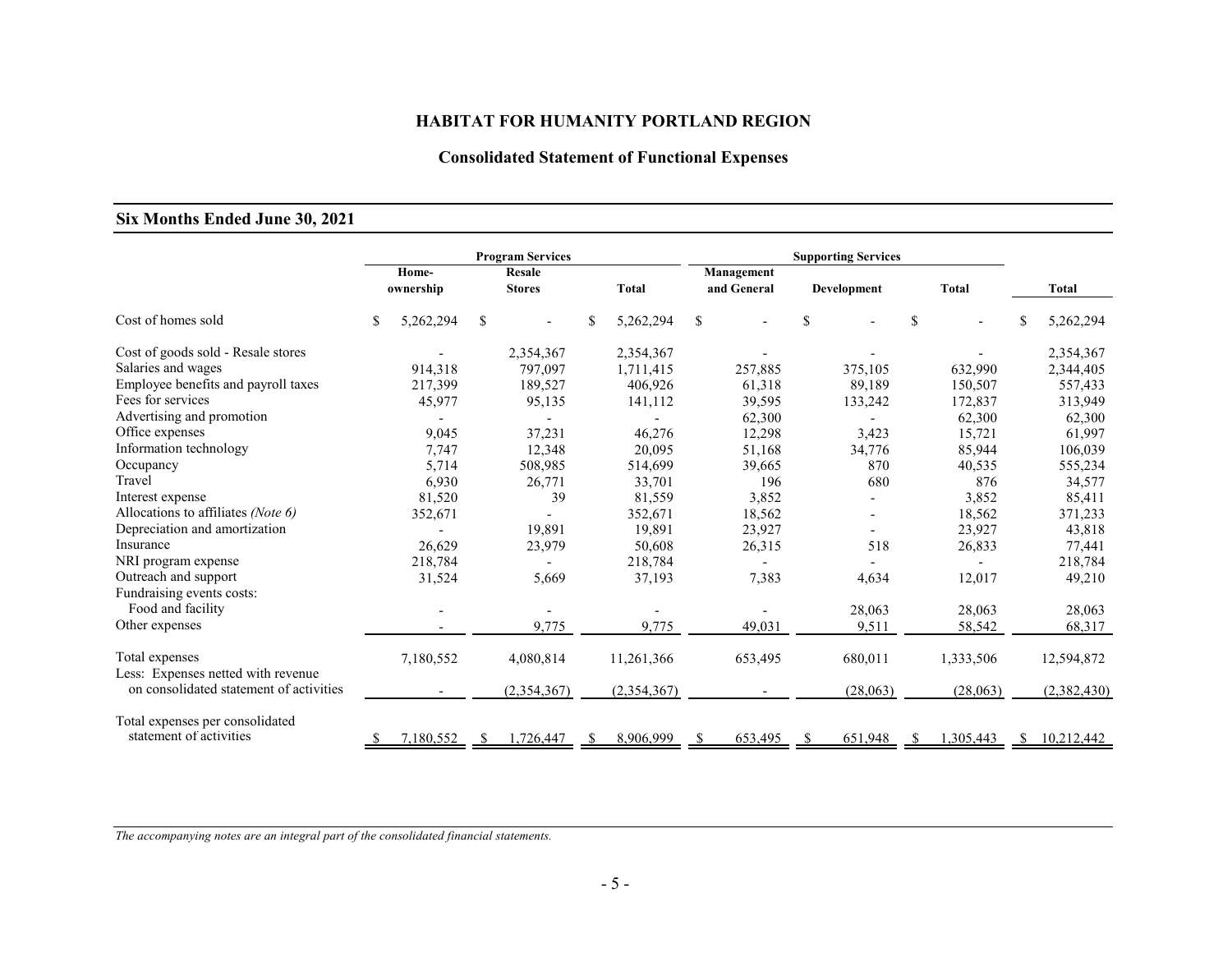# HABITAT FOR HUMANITY PORTLAND REGION

## Consolidated Statement of Functional Expenses

### Six Months Ended June 30, 2021

| | Program Services | | | Supporting Services | | | |
|---|---|---|---|---|---|---|---|
| | Home-ownership | Resale Stores | Total | Management and General | Development | Total | Total |
| Cost of homes sold | $ 5,262,294 | $ - | $ 5,262,294 | $ - | $ - | $ - | $ 5,262,294 |
| Cost of goods sold - Resale stores | - | 2,354,367 | 2,354,367 | - | - | - | 2,354,367 |
| Salaries and wages | 914,318 | 797,097 | 1,711,415 | 257,885 | 375,105 | 632,990 | 2,344,405 |
| Employee benefits and payroll taxes | 217,399 | 189,527 | 406,926 | 61,318 | 89,189 | 150,507 | 557,433 |
| Fees for services | 45,977 | 95,135 | 141,112 | 39,595 | 133,242 | 172,837 | 313,949 |
| Advertising and promotion | - | - | - | 62,300 | - | 62,300 | 62,300 |
| Office expenses | 9,045 | 37,231 | 46,276 | 12,298 | 3,423 | 15,721 | 61,997 |
| Information technology | 7,747 | 12,348 | 20,095 | 51,168 | 34,776 | 85,944 | 106,039 |
| Occupancy | 5,714 | 508,985 | 514,699 | 39,665 | 870 | 40,535 | 555,234 |
| Travel | 6,930 | 26,771 | 33,701 | 196 | 680 | 876 | 34,577 |
| Interest expense | 81,520 | 39 | 81,559 | 3,852 | - | 3,852 | 85,411 |
| Allocations to affiliates *(Note 6)* | 352,671 | - | 352,671 | 18,562 | - | 18,562 | 371,233 |
| Depreciation and amortization | - | 19,891 | 19,891 | 23,927 | - | 23,927 | 43,818 |
| Insurance | 26,629 | 23,979 | 50,608 | 26,315 | 518 | 26,833 | 77,441 |
| NRI program expense | 218,784 | - | 218,784 | - | - | - | 218,784 |
| Outreach and support | 31,524 | 5,669 | 37,193 | 7,383 | 4,634 | 12,017 | 49,210 |
| Fundraising events costs: | | | | | | | |
| Food and facility | - | - | - | - | 28,063 | 28,063 | 28,063 |
| Other expenses | - | 9,775 | 9,775 | 49,031 | 9,511 | 58,542 | 68,317 |
| Total expenses | 7,180,552 | 4,080,814 | 11,261,366 | 653,495 | 680,011 | 1,333,506 | 12,594,872 |
| Less: Expenses netted with revenue on consolidated statement of activities | - | (2,354,367) | (2,354,367) | - | (28,063) | (28,063) | (2,382,430) |
| Total expenses per consolidated statement of activities | $ 7,180,552 | $ 1,726,447 | $ 8,906,999 | $ 653,495 | $ 651,948 | $ 1,305,443 | $ 10,212,442 |

*The accompanying notes are an integral part of the consolidated financial statements.*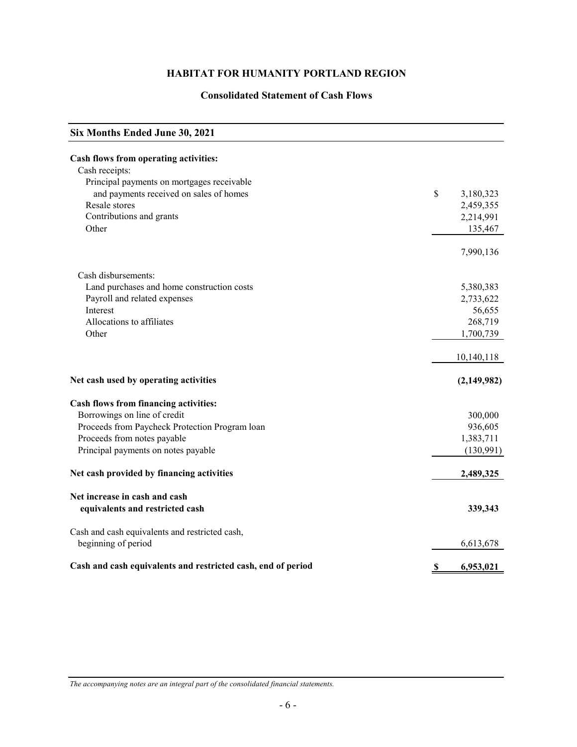# HABITAT FOR HUMANITY PORTLAND REGION

## Consolidated Statement of Cash Flows

| Six Months Ended June 30, 2021 | |
|---|---|
| **Cash flows from operating activities:** | |
| Cash receipts: | |
| Principal payments on mortgages receivable and payments received on sales of homes | $ 3,180,323 |
| Resale stores | 2,459,355 |
| Contributions and grants | 2,214,991 |
| Other | 135,467 |
| | 7,990,136 |
| Cash disbursements: | |
| Land purchases and home construction costs | 5,380,383 |
| Payroll and related expenses | 2,733,622 |
| Interest | 56,655 |
| Allocations to affiliates | 268,719 |
| Other | 1,700,739 |
| | 10,140,118 |
| **Net cash used by operating activities** | **(2,149,982)** |
| **Cash flows from financing activities:** | |
| Borrowings on line of credit | 300,000 |
| Proceeds from Paycheck Protection Program loan | 936,605 |
| Proceeds from notes payable | 1,383,711 |
| Principal payments on notes payable | (130,991) |
| **Net cash provided by financing activities** | **2,489,325** |
| **Net increase in cash and cash equivalents and restricted cash** | **339,343** |
| Cash and cash equivalents and restricted cash, beginning of period | 6,613,678 |
| **Cash and cash equivalents and restricted cash, end of period** | **$ 6,953,021** |

*The accompanying notes are an integral part of the consolidated financial statements.*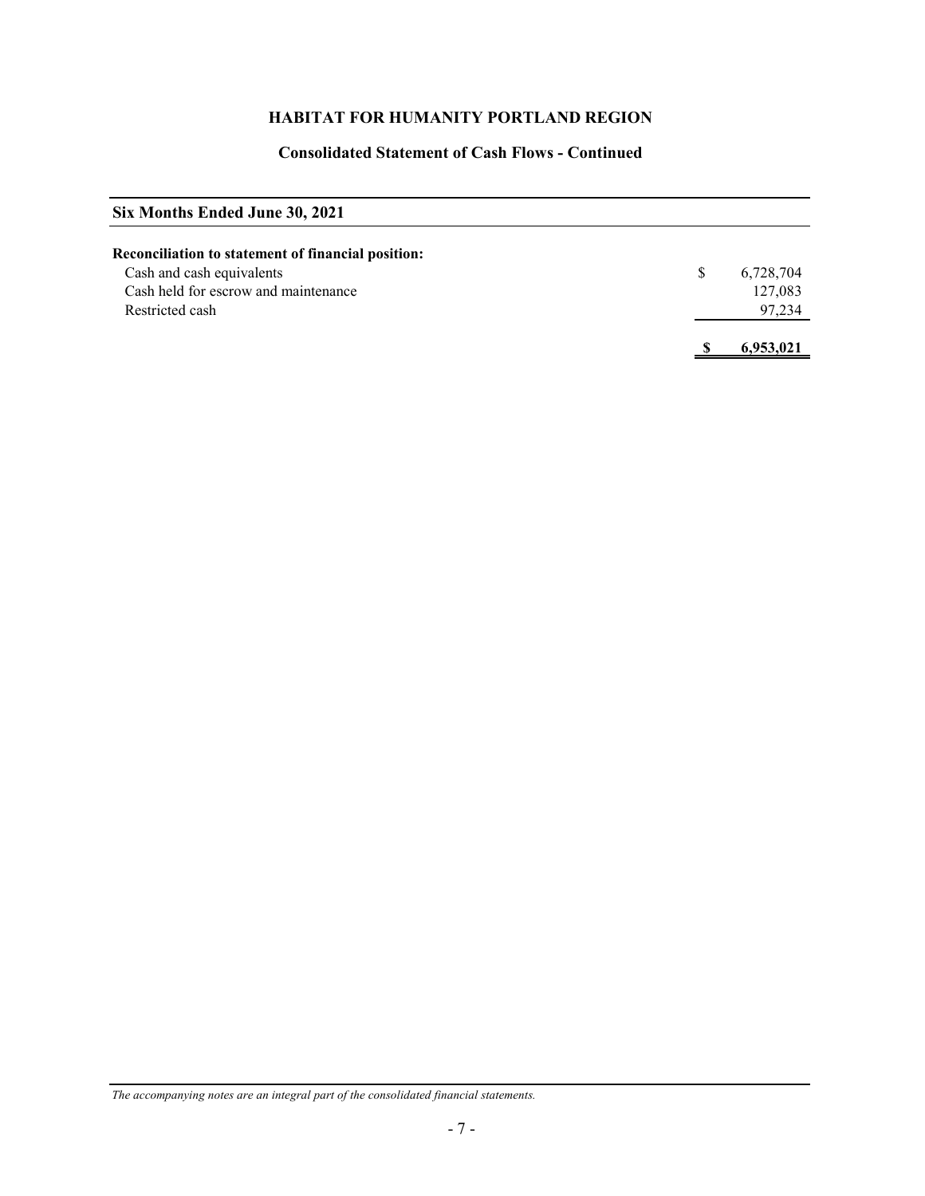# HABITAT FOR HUMANITY PORTLAND REGION

## Consolidated Statement of Cash Flows - Continued

| Six Months Ended June 30, 2021 | |
|---|---|
| **Reconciliation to statement of financial position:** | |
| Cash and cash equivalents | $ 6,728,704 |
| Cash held for escrow and maintenance | 127,083 |
| Restricted cash | 97,234 |
| | **$ 6,953,021** |

*The accompanying notes are an integral part of the consolidated financial statements.*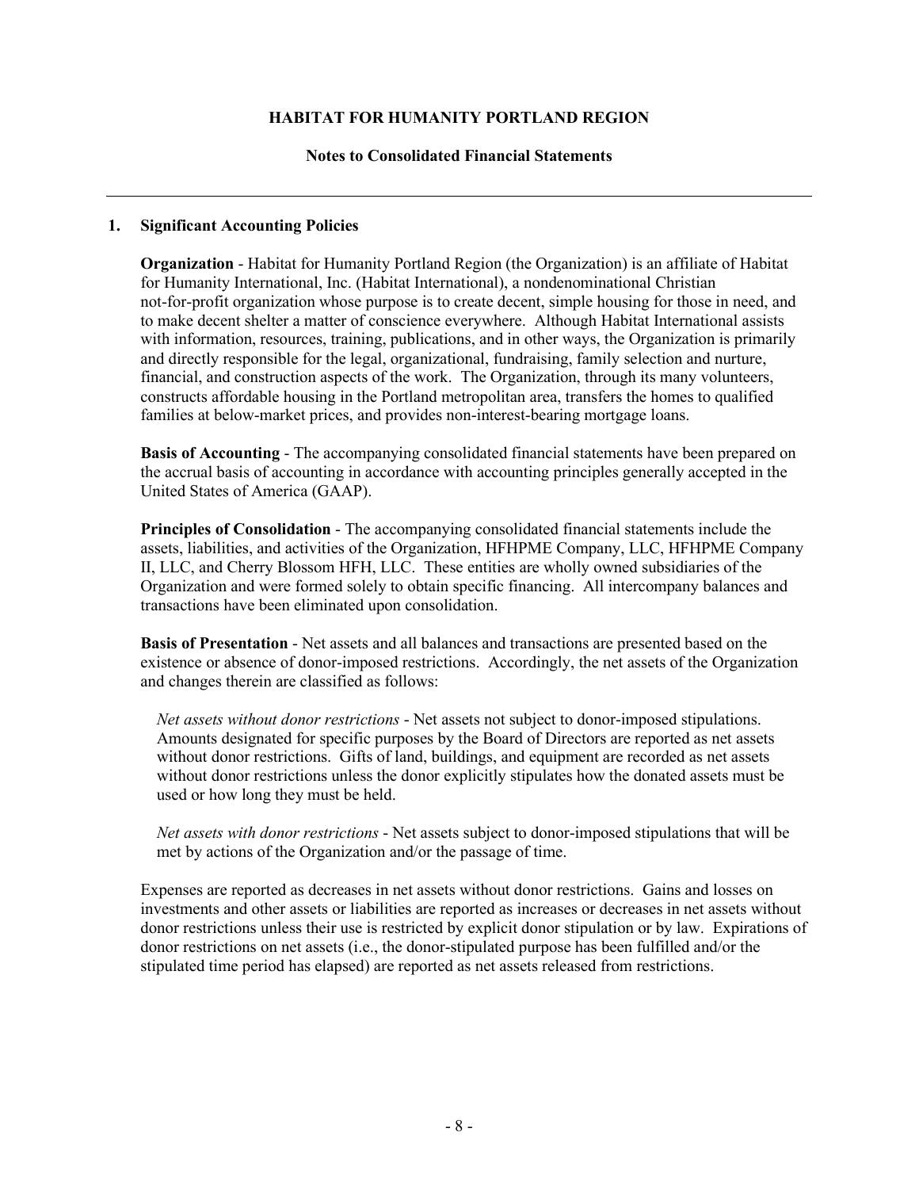# HABITAT FOR HUMANITY PORTLAND REGION

## Notes to Consolidated Financial Statements

### 1. Significant Accounting Policies

**Organization** - Habitat for Humanity Portland Region (the Organization) is an affiliate of Habitat for Humanity International, Inc. (Habitat International), a nondenominational Christian not-for-profit organization whose purpose is to create decent, simple housing for those in need, and to make decent shelter a matter of conscience everywhere. Although Habitat International assists with information, resources, training, publications, and in other ways, the Organization is primarily and directly responsible for the legal, organizational, fundraising, family selection and nurture, financial, and construction aspects of the work. The Organization, through its many volunteers, constructs affordable housing in the Portland metropolitan area, transfers the homes to qualified families at below-market prices, and provides non-interest-bearing mortgage loans.

**Basis of Accounting** - The accompanying consolidated financial statements have been prepared on the accrual basis of accounting in accordance with accounting principles generally accepted in the United States of America (GAAP).

**Principles of Consolidation** - The accompanying consolidated financial statements include the assets, liabilities, and activities of the Organization, HFHPME Company, LLC, HFHPME Company II, LLC, and Cherry Blossom HFH, LLC. These entities are wholly owned subsidiaries of the Organization and were formed solely to obtain specific financing. All intercompany balances and transactions have been eliminated upon consolidation.

**Basis of Presentation** - Net assets and all balances and transactions are presented based on the existence or absence of donor-imposed restrictions. Accordingly, the net assets of the Organization and changes therein are classified as follows:

*Net assets without donor restrictions* - Net assets not subject to donor-imposed stipulations. Amounts designated for specific purposes by the Board of Directors are reported as net assets without donor restrictions. Gifts of land, buildings, and equipment are recorded as net assets without donor restrictions unless the donor explicitly stipulates how the donated assets must be used or how long they must be held.

*Net assets with donor restrictions* - Net assets subject to donor-imposed stipulations that will be met by actions of the Organization and/or the passage of time.

Expenses are reported as decreases in net assets without donor restrictions. Gains and losses on investments and other assets or liabilities are reported as increases or decreases in net assets without donor restrictions unless their use is restricted by explicit donor stipulation or by law. Expirations of donor restrictions on net assets (i.e., the donor-stipulated purpose has been fulfilled and/or the stipulated time period has elapsed) are reported as net assets released from restrictions.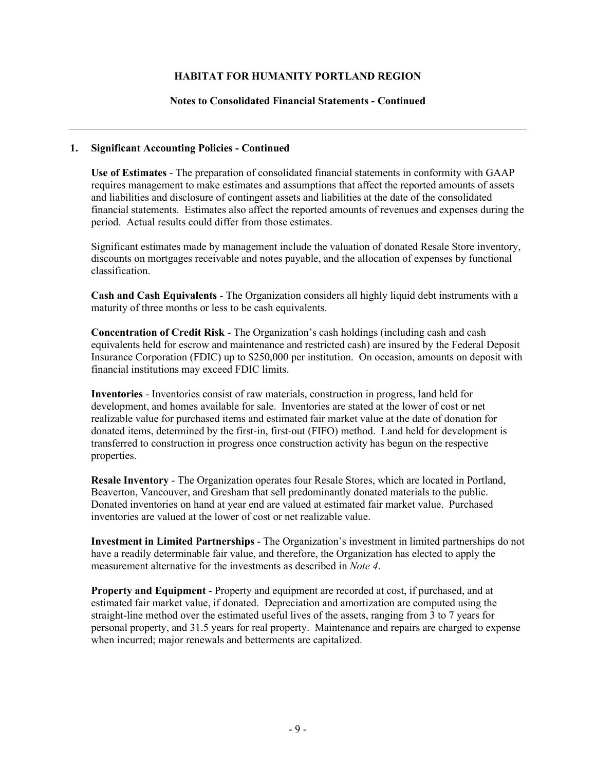**HABITAT FOR HUMANITY PORTLAND REGION**

**Notes to Consolidated Financial Statements - Continued**

**1. Significant Accounting Policies - Continued**

**Use of Estimates** - The preparation of consolidated financial statements in conformity with GAAP requires management to make estimates and assumptions that affect the reported amounts of assets and liabilities and disclosure of contingent assets and liabilities at the date of the consolidated financial statements. Estimates also affect the reported amounts of revenues and expenses during the period. Actual results could differ from those estimates.

Significant estimates made by management include the valuation of donated Resale Store inventory, discounts on mortgages receivable and notes payable, and the allocation of expenses by functional classification.

**Cash and Cash Equivalents** - The Organization considers all highly liquid debt instruments with a maturity of three months or less to be cash equivalents.

**Concentration of Credit Risk** - The Organization's cash holdings (including cash and cash equivalents held for escrow and maintenance and restricted cash) are insured by the Federal Deposit Insurance Corporation (FDIC) up to $250,000 per institution. On occasion, amounts on deposit with financial institutions may exceed FDIC limits.

**Inventories** - Inventories consist of raw materials, construction in progress, land held for development, and homes available for sale. Inventories are stated at the lower of cost or net realizable value for purchased items and estimated fair market value at the date of donation for donated items, determined by the first-in, first-out (FIFO) method. Land held for development is transferred to construction in progress once construction activity has begun on the respective properties.

**Resale Inventory** - The Organization operates four Resale Stores, which are located in Portland, Beaverton, Vancouver, and Gresham that sell predominantly donated materials to the public. Donated inventories on hand at year end are valued at estimated fair market value. Purchased inventories are valued at the lower of cost or net realizable value.

**Investment in Limited Partnerships** - The Organization's investment in limited partnerships do not have a readily determinable fair value, and therefore, the Organization has elected to apply the measurement alternative for the investments as described in *Note 4*.

**Property and Equipment** - Property and equipment are recorded at cost, if purchased, and at estimated fair market value, if donated. Depreciation and amortization are computed using the straight-line method over the estimated useful lives of the assets, ranging from 3 to 7 years for personal property, and 31.5 years for real property. Maintenance and repairs are charged to expense when incurred; major renewals and betterments are capitalized.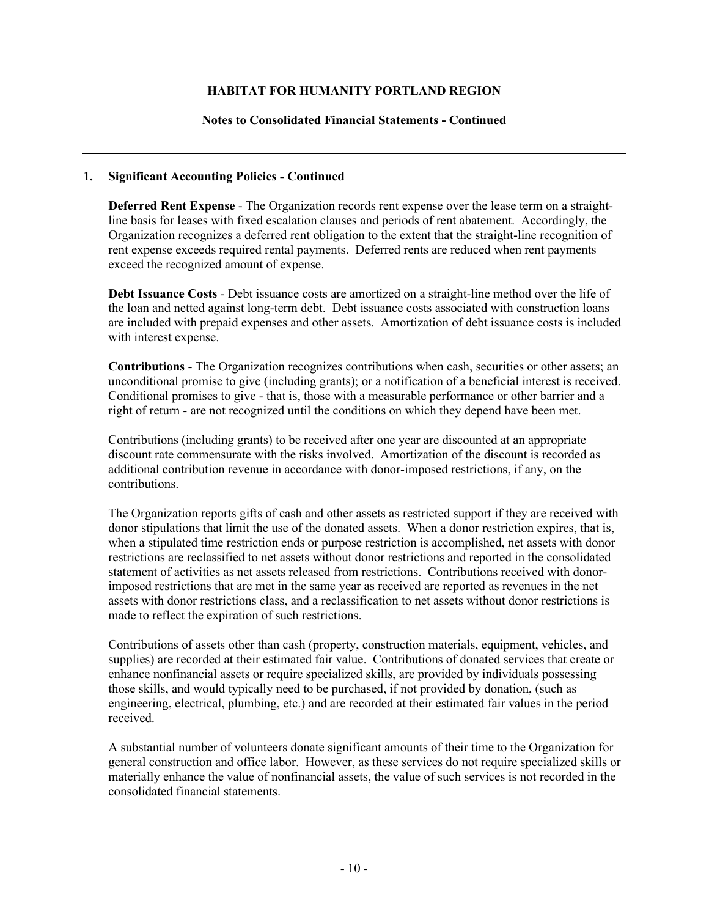## 1. Significant Accounting Policies - Continued

**Deferred Rent Expense** - The Organization records rent expense over the lease term on a straight-line basis for leases with fixed escalation clauses and periods of rent abatement. Accordingly, the Organization recognizes a deferred rent obligation to the extent that the straight-line recognition of rent expense exceeds required rental payments. Deferred rents are reduced when rent payments exceed the recognized amount of expense.

**Debt Issuance Costs** - Debt issuance costs are amortized on a straight-line method over the life of the loan and netted against long-term debt. Debt issuance costs associated with construction loans are included with prepaid expenses and other assets. Amortization of debt issuance costs is included with interest expense.

**Contributions** - The Organization recognizes contributions when cash, securities or other assets; an unconditional promise to give (including grants); or a notification of a beneficial interest is received. Conditional promises to give - that is, those with a measurable performance or other barrier and a right of return - are not recognized until the conditions on which they depend have been met.

Contributions (including grants) to be received after one year are discounted at an appropriate discount rate commensurate with the risks involved. Amortization of the discount is recorded as additional contribution revenue in accordance with donor-imposed restrictions, if any, on the contributions.

The Organization reports gifts of cash and other assets as restricted support if they are received with donor stipulations that limit the use of the donated assets. When a donor restriction expires, that is, when a stipulated time restriction ends or purpose restriction is accomplished, net assets with donor restrictions are reclassified to net assets without donor restrictions and reported in the consolidated statement of activities as net assets released from restrictions. Contributions received with donor-imposed restrictions that are met in the same year as received are reported as revenues in the net assets with donor restrictions class, and a reclassification to net assets without donor restrictions is made to reflect the expiration of such restrictions.

Contributions of assets other than cash (property, construction materials, equipment, vehicles, and supplies) are recorded at their estimated fair value. Contributions of donated services that create or enhance nonfinancial assets or require specialized skills, are provided by individuals possessing those skills, and would typically need to be purchased, if not provided by donation, (such as engineering, electrical, plumbing, etc.) and are recorded at their estimated fair values in the period received.

A substantial number of volunteers donate significant amounts of their time to the Organization for general construction and office labor. However, as these services do not require specialized skills or materially enhance the value of nonfinancial assets, the value of such services is not recorded in the consolidated financial statements.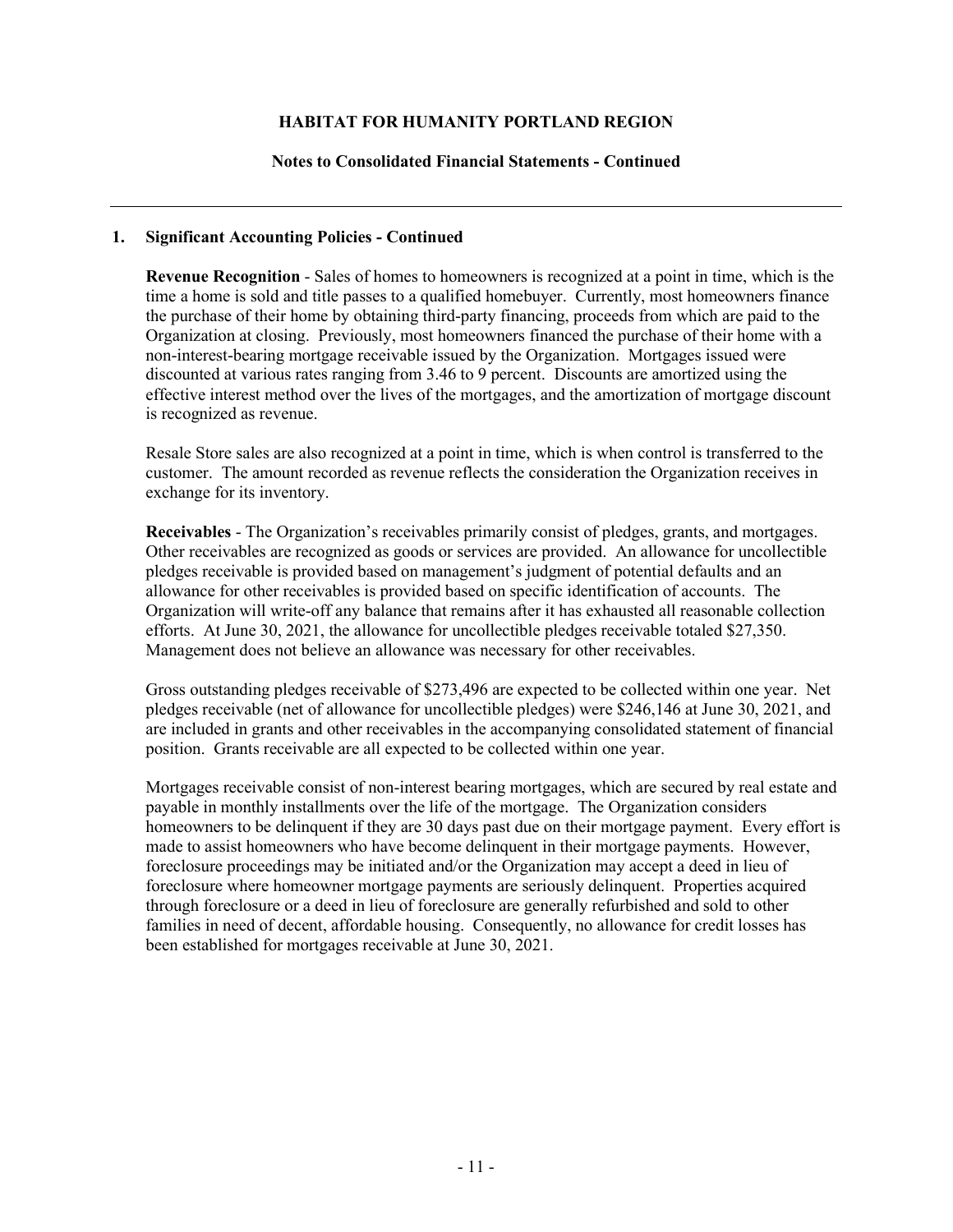# HABITAT FOR HUMANITY PORTLAND REGION

## Notes to Consolidated Financial Statements - Continued

### 1. Significant Accounting Policies - Continued

**Revenue Recognition** - Sales of homes to homeowners is recognized at a point in time, which is the time a home is sold and title passes to a qualified homebuyer. Currently, most homeowners finance the purchase of their home by obtaining third-party financing, proceeds from which are paid to the Organization at closing. Previously, most homeowners financed the purchase of their home with a non-interest-bearing mortgage receivable issued by the Organization. Mortgages issued were discounted at various rates ranging from 3.46 to 9 percent. Discounts are amortized using the effective interest method over the lives of the mortgages, and the amortization of mortgage discount is recognized as revenue.

Resale Store sales are also recognized at a point in time, which is when control is transferred to the customer. The amount recorded as revenue reflects the consideration the Organization receives in exchange for its inventory.

**Receivables** - The Organization's receivables primarily consist of pledges, grants, and mortgages. Other receivables are recognized as goods or services are provided. An allowance for uncollectible pledges receivable is provided based on management's judgment of potential defaults and an allowance for other receivables is provided based on specific identification of accounts. The Organization will write-off any balance that remains after it has exhausted all reasonable collection efforts. At June 30, 2021, the allowance for uncollectible pledges receivable totaled $27,350. Management does not believe an allowance was necessary for other receivables.

Gross outstanding pledges receivable of $273,496 are expected to be collected within one year. Net pledges receivable (net of allowance for uncollectible pledges) were $246,146 at June 30, 2021, and are included in grants and other receivables in the accompanying consolidated statement of financial position. Grants receivable are all expected to be collected within one year.

Mortgages receivable consist of non-interest bearing mortgages, which are secured by real estate and payable in monthly installments over the life of the mortgage. The Organization considers homeowners to be delinquent if they are 30 days past due on their mortgage payment. Every effort is made to assist homeowners who have become delinquent in their mortgage payments. However, foreclosure proceedings may be initiated and/or the Organization may accept a deed in lieu of foreclosure where homeowner mortgage payments are seriously delinquent. Properties acquired through foreclosure or a deed in lieu of foreclosure are generally refurbished and sold to other families in need of decent, affordable housing. Consequently, no allowance for credit losses has been established for mortgages receivable at June 30, 2021.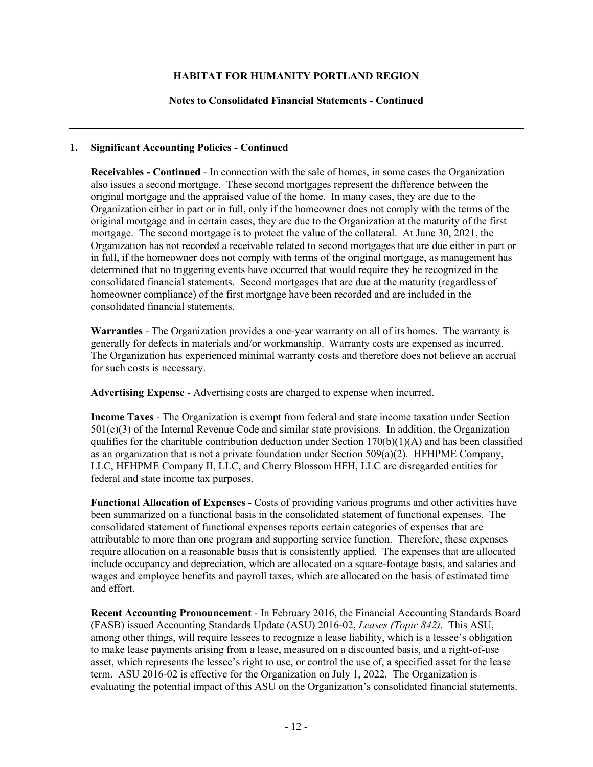**HABITAT FOR HUMANITY PORTLAND REGION**

**Notes to Consolidated Financial Statements - Continued**

---

## 1. Significant Accounting Policies - Continued

**Receivables - Continued** - In connection with the sale of homes, in some cases the Organization also issues a second mortgage. These second mortgages represent the difference between the original mortgage and the appraised value of the home. In many cases, they are due to the Organization either in part or in full, only if the homeowner does not comply with the terms of the original mortgage and in certain cases, they are due to the Organization at the maturity of the first mortgage. The second mortgage is to protect the value of the collateral. At June 30, 2021, the Organization has not recorded a receivable related to second mortgages that are due either in part or in full, if the homeowner does not comply with terms of the original mortgage, as management has determined that no triggering events have occurred that would require they be recognized in the consolidated financial statements. Second mortgages that are due at the maturity (regardless of homeowner compliance) of the first mortgage have been recorded and are included in the consolidated financial statements.

**Warranties** - The Organization provides a one-year warranty on all of its homes. The warranty is generally for defects in materials and/or workmanship. Warranty costs are expensed as incurred. The Organization has experienced minimal warranty costs and therefore does not believe an accrual for such costs is necessary.

**Advertising Expense** - Advertising costs are charged to expense when incurred.

**Income Taxes** - The Organization is exempt from federal and state income taxation under Section 501(c)(3) of the Internal Revenue Code and similar state provisions. In addition, the Organization qualifies for the charitable contribution deduction under Section 170(b)(1)(A) and has been classified as an organization that is not a private foundation under Section 509(a)(2). HFHPME Company, LLC, HFHPME Company II, LLC, and Cherry Blossom HFH, LLC are disregarded entities for federal and state income tax purposes.

**Functional Allocation of Expenses** - Costs of providing various programs and other activities have been summarized on a functional basis in the consolidated statement of functional expenses. The consolidated statement of functional expenses reports certain categories of expenses that are attributable to more than one program and supporting service function. Therefore, these expenses require allocation on a reasonable basis that is consistently applied. The expenses that are allocated include occupancy and depreciation, which are allocated on a square-footage basis, and salaries and wages and employee benefits and payroll taxes, which are allocated on the basis of estimated time and effort.

**Recent Accounting Pronouncement** - In February 2016, the Financial Accounting Standards Board (FASB) issued Accounting Standards Update (ASU) 2016-02, *Leases (Topic 842)*. This ASU, among other things, will require lessees to recognize a lease liability, which is a lessee's obligation to make lease payments arising from a lease, measured on a discounted basis, and a right-of-use asset, which represents the lessee's right to use, or control the use of, a specified asset for the lease term. ASU 2016-02 is effective for the Organization on July 1, 2022. The Organization is evaluating the potential impact of this ASU on the Organization's consolidated financial statements.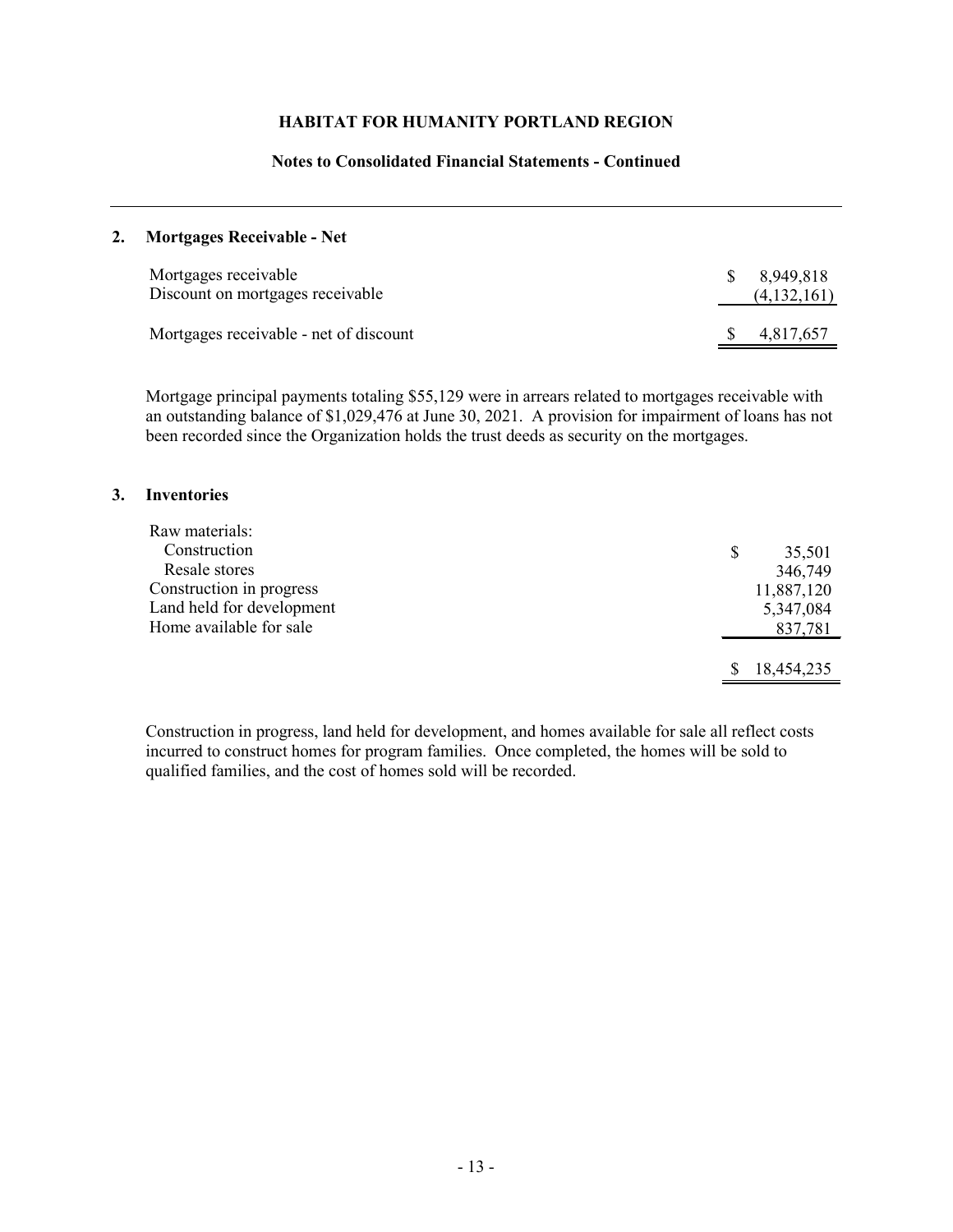**HABITAT FOR HUMANITY PORTLAND REGION**

**Notes to Consolidated Financial Statements - Continued**

## 2. Mortgages Receivable - Net

| | |
|---|---|
| Mortgages receivable | $ 8,949,818 |
| Discount on mortgages receivable | (4,132,161) |
| Mortgages receivable - net of discount | $ 4,817,657 |

Mortgage principal payments totaling $55,129 were in arrears related to mortgages receivable with an outstanding balance of $1,029,476 at June 30, 2021. A provision for impairment of loans has not been recorded since the Organization holds the trust deeds as security on the mortgages.

## 3. Inventories

| | |
|---|---|
| Raw materials: | |
| Construction | $ 35,501 |
| Resale stores | 346,749 |
| Construction in progress | 11,887,120 |
| Land held for development | 5,347,084 |
| Home available for sale | 837,781 |
| | $ 18,454,235 |

Construction in progress, land held for development, and homes available for sale all reflect costs incurred to construct homes for program families. Once completed, the homes will be sold to qualified families, and the cost of homes sold will be recorded.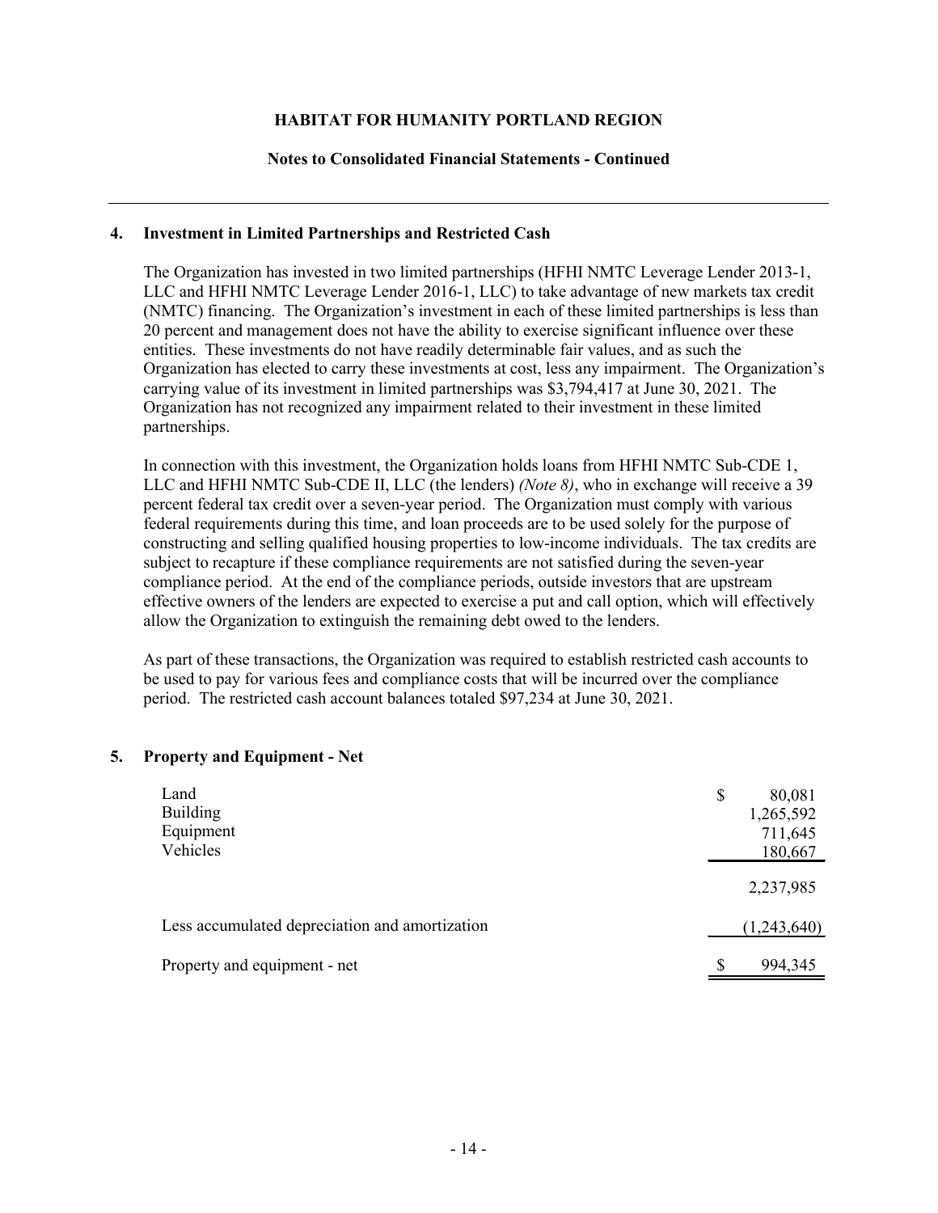## 4. Investment in Limited Partnerships and Restricted Cash

The Organization has invested in two limited partnerships (HFHI NMTC Leverage Lender 2013-1, LLC and HFHI NMTC Leverage Lender 2016-1, LLC) to take advantage of new markets tax credit (NMTC) financing. The Organization's investment in each of these limited partnerships is less than 20 percent and management does not have the ability to exercise significant influence over these entities. These investments do not have readily determinable fair values, and as such the Organization has elected to carry these investments at cost, less any impairment. The Organization's carrying value of its investment in limited partnerships was $3,794,417 at June 30, 2021. The Organization has not recognized any impairment related to their investment in these limited partnerships.

In connection with this investment, the Organization holds loans from HFHI NMTC Sub-CDE 1, LLC and HFHI NMTC Sub-CDE II, LLC (the lenders) *(Note 8)*, who in exchange will receive a 39 percent federal tax credit over a seven-year period. The Organization must comply with various federal requirements during this time, and loan proceeds are to be used solely for the purpose of constructing and selling qualified housing properties to low-income individuals. The tax credits are subject to recapture if these compliance requirements are not satisfied during the seven-year compliance period. At the end of the compliance periods, outside investors that are upstream effective owners of the lenders are expected to exercise a put and call option, which will effectively allow the Organization to extinguish the remaining debt owed to the lenders.

As part of these transactions, the Organization was required to establish restricted cash accounts to be used to pay for various fees and compliance costs that will be incurred over the compliance period. The restricted cash account balances totaled $97,234 at June 30, 2021.

## 5. Property and Equipment - Net

| | |
|---|---|
| Land | $ 80,081 |
| Building | 1,265,592 |
| Equipment | 711,645 |
| Vehicles | 180,667 |
| | 2,237,985 |
| Less accumulated depreciation and amortization | (1,243,640) |
| Property and equipment - net | $ 994,345 |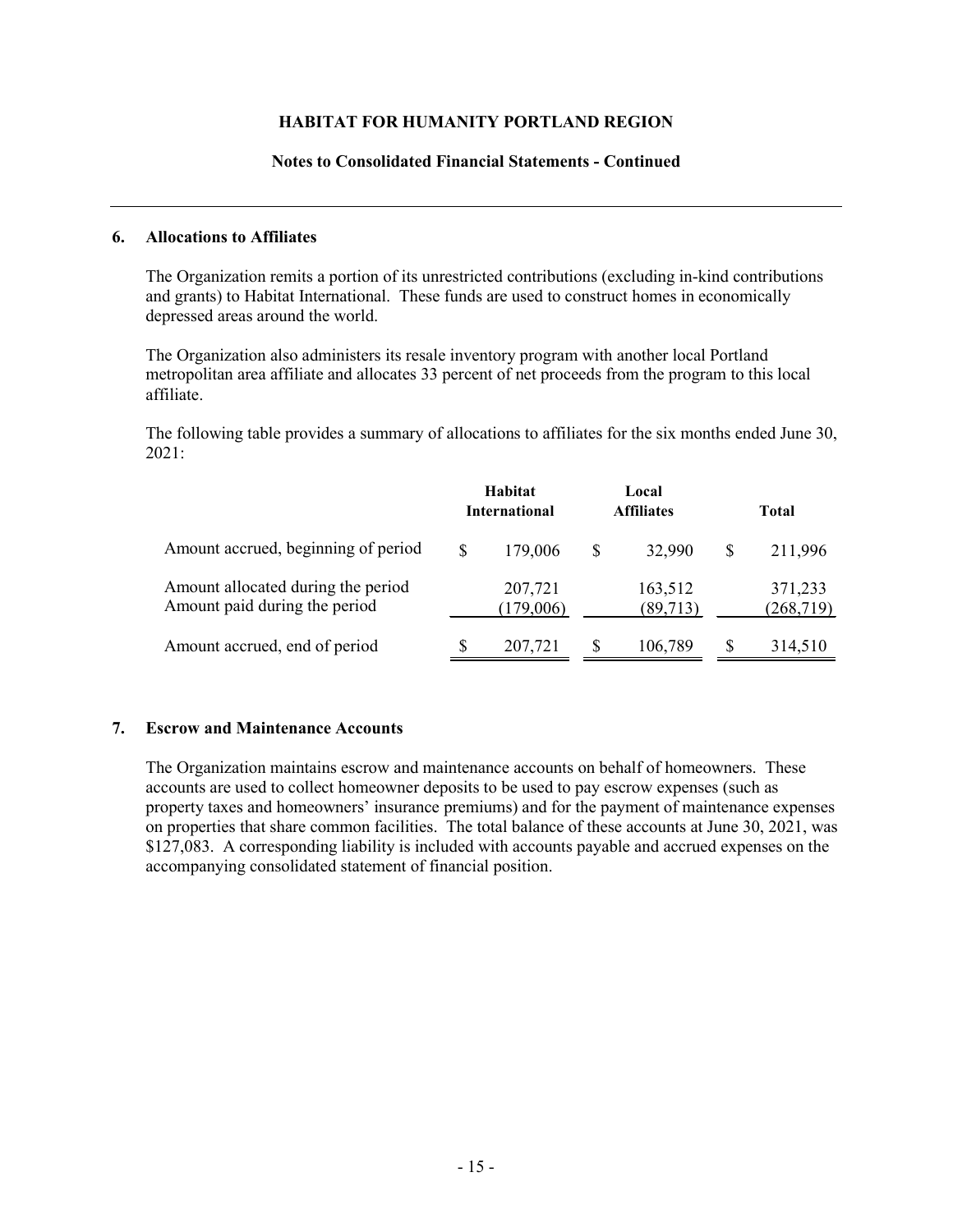# HABITAT FOR HUMANITY PORTLAND REGION

## Notes to Consolidated Financial Statements - Continued

### 6. Allocations to Affiliates

The Organization remits a portion of its unrestricted contributions (excluding in-kind contributions and grants) to Habitat International. These funds are used to construct homes in economically depressed areas around the world.

The Organization also administers its resale inventory program with another local Portland metropolitan area affiliate and allocates 33 percent of net proceeds from the program to this local affiliate.

The following table provides a summary of allocations to affiliates for the six months ended June 30, 2021:

| | Habitat International | Local Affiliates | Total |
|---|---|---|---|
| Amount accrued, beginning of period | $ 179,006 | $ 32,990 | $ 211,996 |
| Amount allocated during the period | 207,721 | 163,512 | 371,233 |
| Amount paid during the period | (179,006) | (89,713) | (268,719) |
| Amount accrued, end of period | $ 207,721 | $ 106,789 | $ 314,510 |

### 7. Escrow and Maintenance Accounts

The Organization maintains escrow and maintenance accounts on behalf of homeowners. These accounts are used to collect homeowner deposits to be used to pay escrow expenses (such as property taxes and homeowners' insurance premiums) and for the payment of maintenance expenses on properties that share common facilities. The total balance of these accounts at June 30, 2021, was $127,083. A corresponding liability is included with accounts payable and accrued expenses on the accompanying consolidated statement of financial position.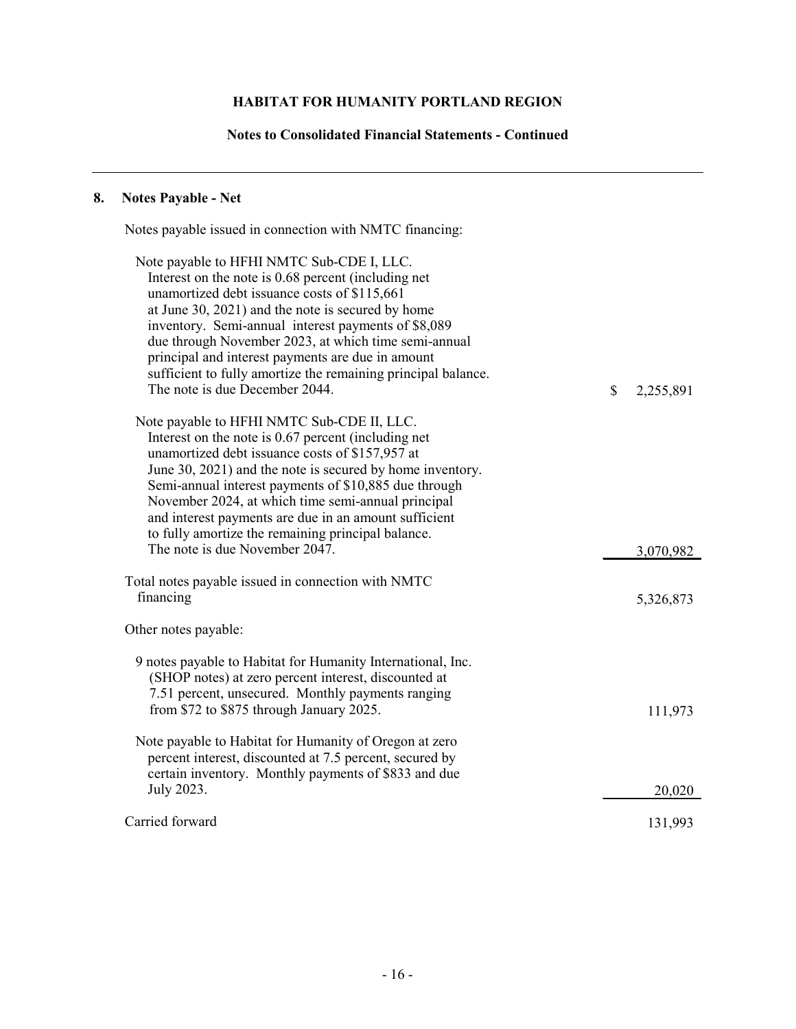## 8. Notes Payable - Net

Notes payable issued in connection with NMTC financing:

| Description | Amount |
|---|---|
| Note payable to HFHI NMTC Sub-CDE I, LLC. Interest on the note is 0.68 percent (including net unamortized debt issuance costs of $115,661 at June 30, 2021) and the note is secured by home inventory. Semi-annual interest payments of $8,089 due through November 2023, at which time semi-annual principal and interest payments are due in amount sufficient to fully amortize the remaining principal balance. The note is due December 2044. | $ 2,255,891 |
| Note payable to HFHI NMTC Sub-CDE II, LLC. Interest on the note is 0.67 percent (including net unamortized debt issuance costs of $157,957 at June 30, 2021) and the note is secured by home inventory. Semi-annual interest payments of $10,885 due through November 2024, at which time semi-annual principal and interest payments are due in an amount sufficient to fully amortize the remaining principal balance. The note is due November 2047. | 3,070,982 |
| Total notes payable issued in connection with NMTC financing | 5,326,873 |
| Other notes payable: | |
| 9 notes payable to Habitat for Humanity International, Inc. (SHOP notes) at zero percent interest, discounted at 7.51 percent, unsecured. Monthly payments ranging from $72 to $875 through January 2025. | 111,973 |
| Note payable to Habitat for Humanity of Oregon at zero percent interest, discounted at 7.5 percent, secured by certain inventory. Monthly payments of $833 and due July 2023. | 20,020 |
| Carried forward | 131,993 |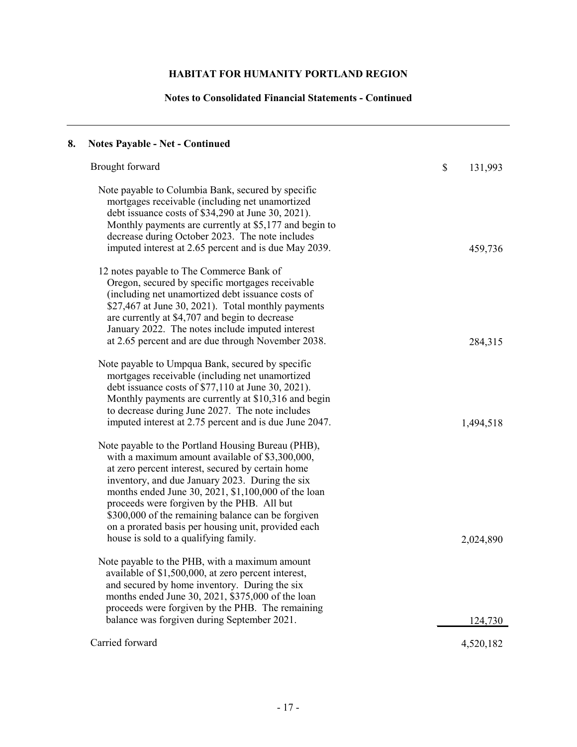## 8. Notes Payable - Net - Continued

| | |
|---|---|
| Brought forward | $ 131,993 |
| Note payable to Columbia Bank, secured by specific mortgages receivable (including net unamortized debt issuance costs of $34,290 at June 30, 2021). Monthly payments are currently at $5,177 and begin to decrease during October 2023. The note includes imputed interest at 2.65 percent and is due May 2039. | 459,736 |
| 12 notes payable to The Commerce Bank of Oregon, secured by specific mortgages receivable (including net unamortized debt issuance costs of $27,467 at June 30, 2021). Total monthly payments are currently at $4,707 and begin to decrease January 2022. The notes include imputed interest at 2.65 percent and are due through November 2038. | 284,315 |
| Note payable to Umpqua Bank, secured by specific mortgages receivable (including net unamortized debt issuance costs of $77,110 at June 30, 2021). Monthly payments are currently at $10,316 and begin to decrease during June 2027. The note includes imputed interest at 2.75 percent and is due June 2047. | 1,494,518 |
| Note payable to the Portland Housing Bureau (PHB), with a maximum amount available of $3,300,000, at zero percent interest, secured by certain home inventory, and due January 2023. During the six months ended June 30, 2021, $1,100,000 of the loan proceeds were forgiven by the PHB. All but $300,000 of the remaining balance can be forgiven on a prorated basis per housing unit, provided each house is sold to a qualifying family. | 2,024,890 |
| Note payable to the PHB, with a maximum amount available of $1,500,000, at zero percent interest, and secured by home inventory. During the six months ended June 30, 2021, $375,000 of the loan proceeds were forgiven by the PHB. The remaining balance was forgiven during September 2021. | 124,730 |
| Carried forward | 4,520,182 |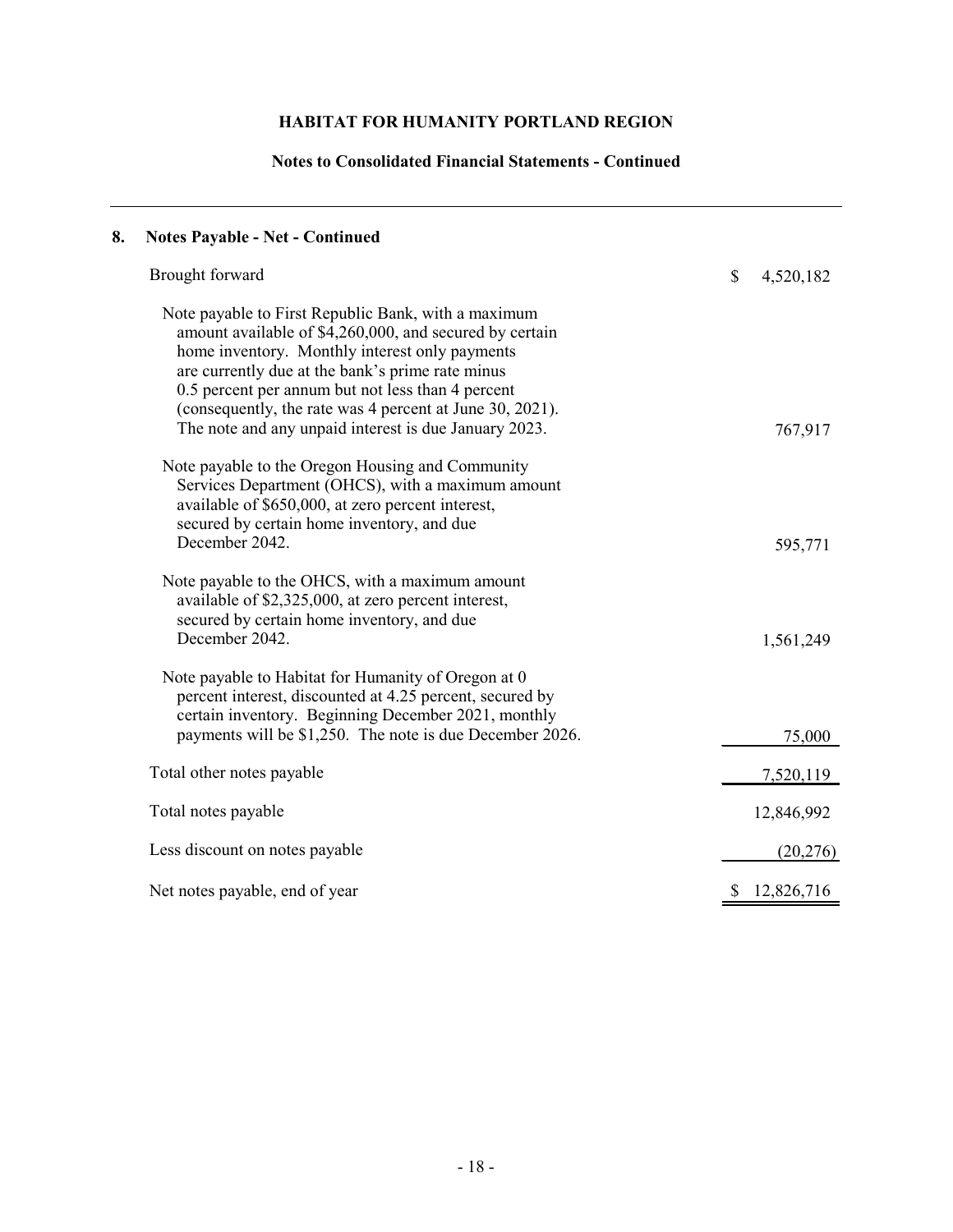## 8. Notes Payable - Net - Continued

| | |
|---|---|
| Brought forward | $ 4,520,182 |
| Note payable to First Republic Bank, with a maximum amount available of $4,260,000, and secured by certain home inventory. Monthly interest only payments are currently due at the bank's prime rate minus 0.5 percent per annum but not less than 4 percent (consequently, the rate was 4 percent at June 30, 2021). The note and any unpaid interest is due January 2023. | 767,917 |
| Note payable to the Oregon Housing and Community Services Department (OHCS), with a maximum amount available of $650,000, at zero percent interest, secured by certain home inventory, and due December 2042. | 595,771 |
| Note payable to the OHCS, with a maximum amount available of $2,325,000, at zero percent interest, secured by certain home inventory, and due December 2042. | 1,561,249 |
| Note payable to Habitat for Humanity of Oregon at 0 percent interest, discounted at 4.25 percent, secured by certain inventory. Beginning December 2021, monthly payments will be $1,250. The note is due December 2026. | 75,000 |
| Total other notes payable | 7,520,119 |
| Total notes payable | 12,846,992 |
| Less discount on notes payable | (20,276) |
| Net notes payable, end of year | $ 12,826,716 |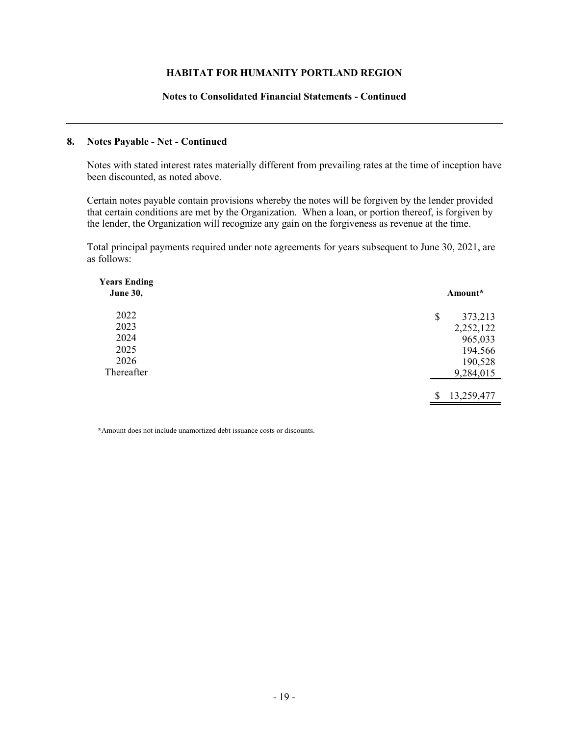## 8. Notes Payable - Net - Continued

Notes with stated interest rates materially different from prevailing rates at the time of inception have been discounted, as noted above.

Certain notes payable contain provisions whereby the notes will be forgiven by the lender provided that certain conditions are met by the Organization. When a loan, or portion thereof, is forgiven by the lender, the Organization will recognize any gain on the forgiveness as revenue at the time.

Total principal payments required under note agreements for years subsequent to June 30, 2021, are as follows:

| Years Ending June 30, | Amount* |
|---|---|
| 2022 | $ 373,213 |
| 2023 | 2,252,122 |
| 2024 | 965,033 |
| 2025 | 194,566 |
| 2026 | 190,528 |
| Thereafter | 9,284,015 |
| | $ 13,259,477 |

*Amount does not include unamortized debt issuance costs or discounts.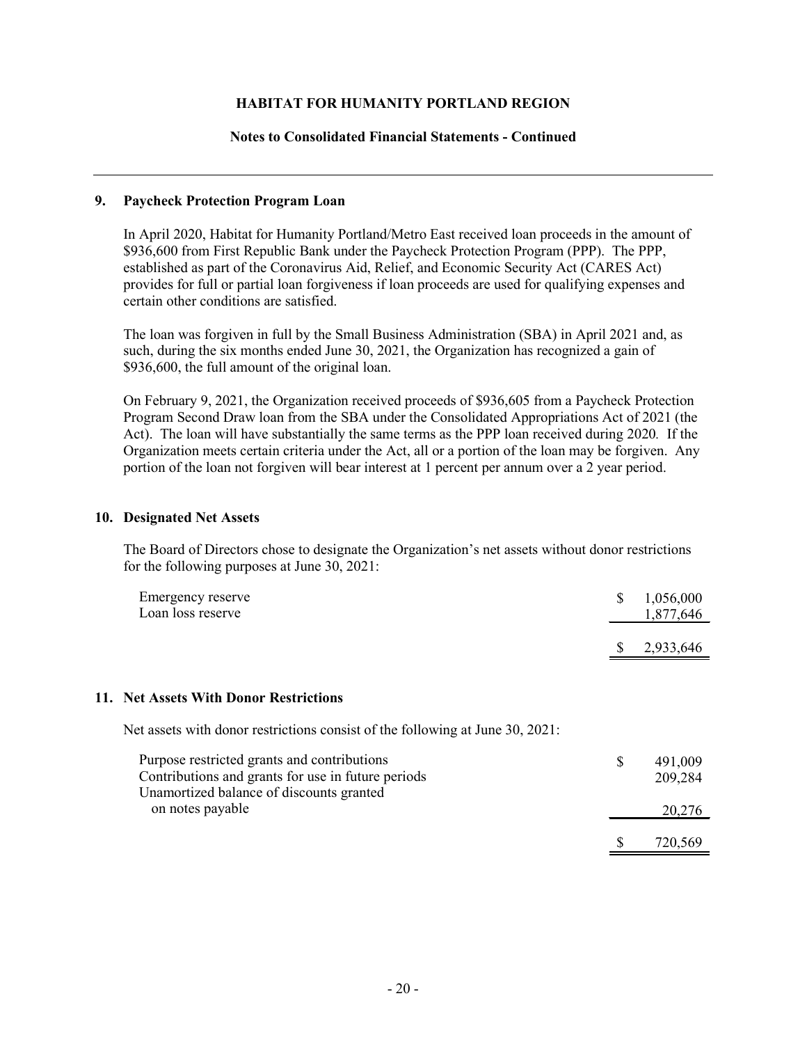**HABITAT FOR HUMANITY PORTLAND REGION**

**Notes to Consolidated Financial Statements - Continued**

## 9. Paycheck Protection Program Loan

In April 2020, Habitat for Humanity Portland/Metro East received loan proceeds in the amount of \$936,600 from First Republic Bank under the Paycheck Protection Program (PPP). The PPP, established as part of the Coronavirus Aid, Relief, and Economic Security Act (CARES Act) provides for full or partial loan forgiveness if loan proceeds are used for qualifying expenses and certain other conditions are satisfied.

The loan was forgiven in full by the Small Business Administration (SBA) in April 2021 and, as such, during the six months ended June 30, 2021, the Organization has recognized a gain of \$936,600, the full amount of the original loan.

On February 9, 2021, the Organization received proceeds of \$936,605 from a Paycheck Protection Program Second Draw loan from the SBA under the Consolidated Appropriations Act of 2021 (the Act). The loan will have substantially the same terms as the PPP loan received during 2020. If the Organization meets certain criteria under the Act, all or a portion of the loan may be forgiven. Any portion of the loan not forgiven will bear interest at 1 percent per annum over a 2 year period.

## 10. Designated Net Assets

The Board of Directors chose to designate the Organization's net assets without donor restrictions for the following purposes at June 30, 2021:

| | |
|---|---|
| Emergency reserve | \$ 1,056,000 |
| Loan loss reserve | 1,877,646 |
| | \$ 2,933,646 |

## 11. Net Assets With Donor Restrictions

Net assets with donor restrictions consist of the following at June 30, 2021:

| | |
|---|---|
| Purpose restricted grants and contributions | \$ 491,009 |
| Contributions and grants for use in future periods | 209,284 |
| Unamortized balance of discounts granted on notes payable | 20,276 |
| | \$ 720,569 |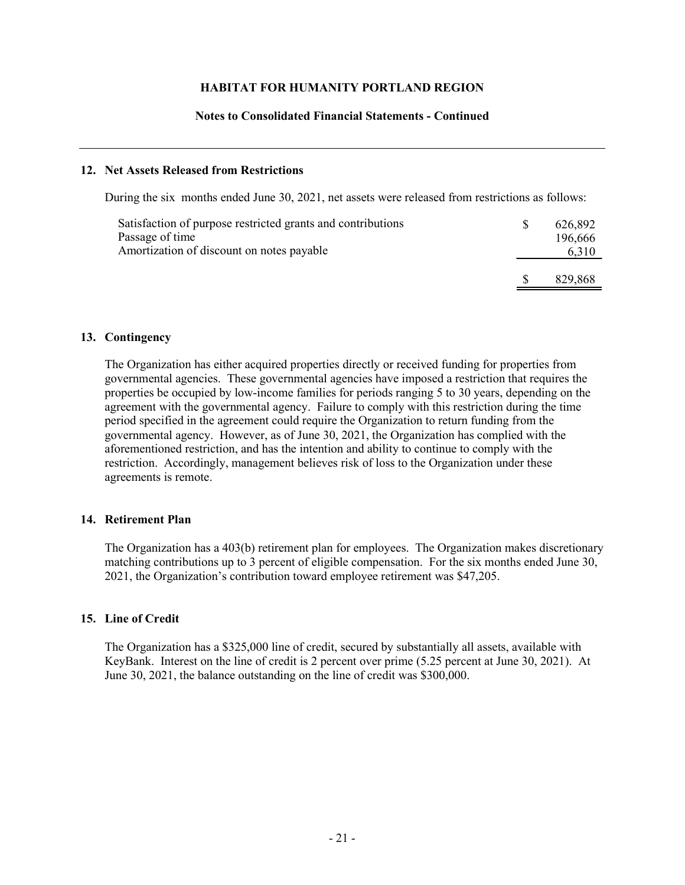**HABITAT FOR HUMANITY PORTLAND REGION**

**Notes to Consolidated Financial Statements - Continued**

---

### 12. Net Assets Released from Restrictions

During the six months ended June 30, 2021, net assets were released from restrictions as follows:

| | | |
|---|---|---|
| Satisfaction of purpose restricted grants and contributions | $ | 626,892 |
| Passage of time | | 196,666 |
| Amortization of discount on notes payable | | 6,310 |
| | $ | 829,868 |

### 13. Contingency

The Organization has either acquired properties directly or received funding for properties from governmental agencies. These governmental agencies have imposed a restriction that requires the properties be occupied by low-income families for periods ranging 5 to 30 years, depending on the agreement with the governmental agency. Failure to comply with this restriction during the time period specified in the agreement could require the Organization to return funding from the governmental agency. However, as of June 30, 2021, the Organization has complied with the aforementioned restriction, and has the intention and ability to continue to comply with the restriction. Accordingly, management believes risk of loss to the Organization under these agreements is remote.

### 14. Retirement Plan

The Organization has a 403(b) retirement plan for employees. The Organization makes discretionary matching contributions up to 3 percent of eligible compensation. For the six months ended June 30, 2021, the Organization's contribution toward employee retirement was $47,205.

### 15. Line of Credit

The Organization has a $325,000 line of credit, secured by substantially all assets, available with KeyBank. Interest on the line of credit is 2 percent over prime (5.25 percent at June 30, 2021). At June 30, 2021, the balance outstanding on the line of credit was $300,000.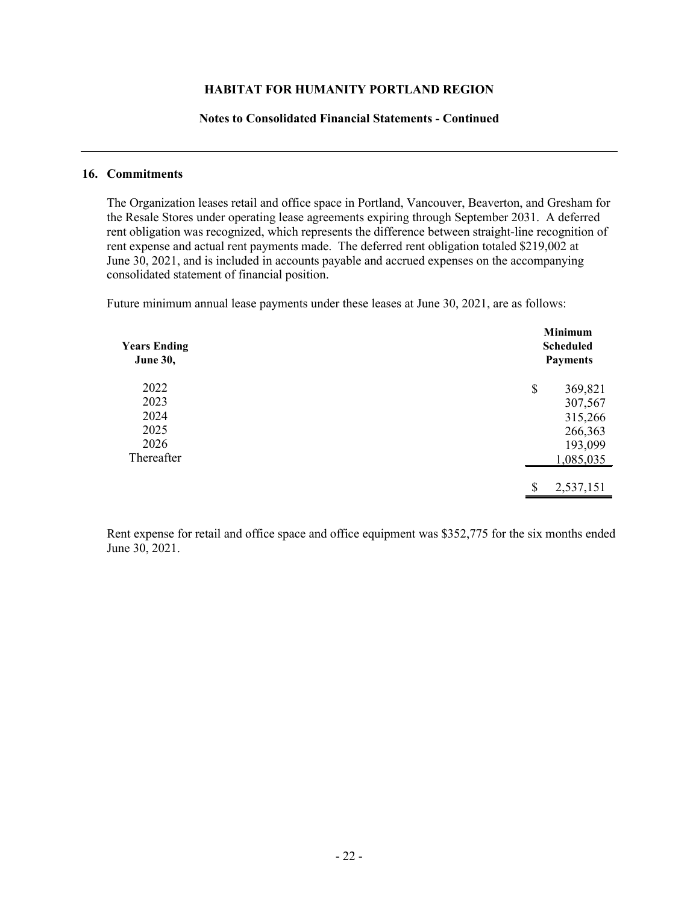## 16. Commitments

The Organization leases retail and office space in Portland, Vancouver, Beaverton, and Gresham for the Resale Stores under operating lease agreements expiring through September 2031. A deferred rent obligation was recognized, which represents the difference between straight-line recognition of rent expense and actual rent payments made. The deferred rent obligation totaled $219,002 at June 30, 2021, and is included in accounts payable and accrued expenses on the accompanying consolidated statement of financial position.

Future minimum annual lease payments under these leases at June 30, 2021, are as follows:

| Years Ending June 30, | Minimum Scheduled Payments |
|---|---|
| 2022 | $ 369,821 |
| 2023 | 307,567 |
| 2024 | 315,266 |
| 2025 | 266,363 |
| 2026 | 193,099 |
| Thereafter | 1,085,035 |
| | $ 2,537,151 |

Rent expense for retail and office space and office equipment was $352,775 for the six months ended June 30, 2021.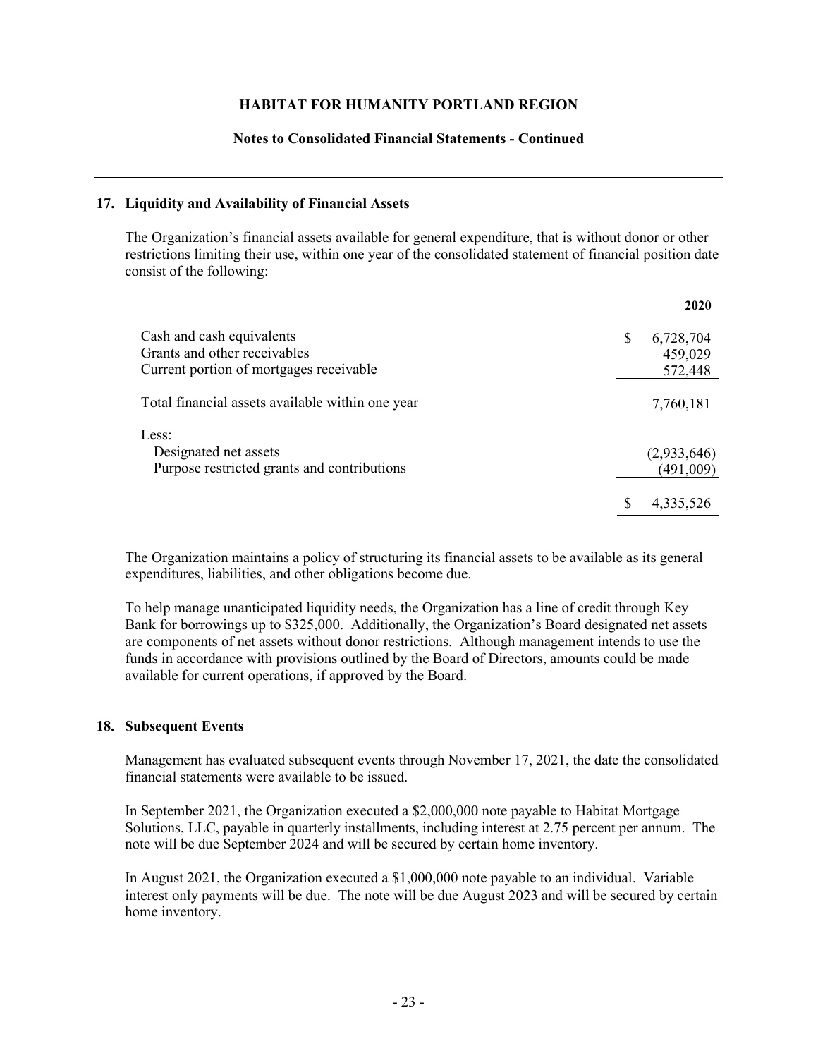**HABITAT FOR HUMANITY PORTLAND REGION**

**Notes to Consolidated Financial Statements - Continued**

## 17. Liquidity and Availability of Financial Assets

The Organization's financial assets available for general expenditure, that is without donor or other restrictions limiting their use, within one year of the consolidated statement of financial position date consist of the following:

| | **2020** |
|---|---|
| Cash and cash equivalents | $ 6,728,704 |
| Grants and other receivables | 459,029 |
| Current portion of mortgages receivable | 572,448 |
| Total financial assets available within one year | 7,760,181 |
| Less: | |
| Designated net assets | (2,933,646) |
| Purpose restricted grants and contributions | (491,009) |
| | $ 4,335,526 |

The Organization maintains a policy of structuring its financial assets to be available as its general expenditures, liabilities, and other obligations become due.

To help manage unanticipated liquidity needs, the Organization has a line of credit through Key Bank for borrowings up to $325,000. Additionally, the Organization's Board designated net assets are components of net assets without donor restrictions. Although management intends to use the funds in accordance with provisions outlined by the Board of Directors, amounts could be made available for current operations, if approved by the Board.

## 18. Subsequent Events

Management has evaluated subsequent events through November 17, 2021, the date the consolidated financial statements were available to be issued.

In September 2021, the Organization executed a $2,000,000 note payable to Habitat Mortgage Solutions, LLC, payable in quarterly installments, including interest at 2.75 percent per annum. The note will be due September 2024 and will be secured by certain home inventory.

In August 2021, the Organization executed a $1,000,000 note payable to an individual. Variable interest only payments will be due. The note will be due August 2023 and will be secured by certain home inventory.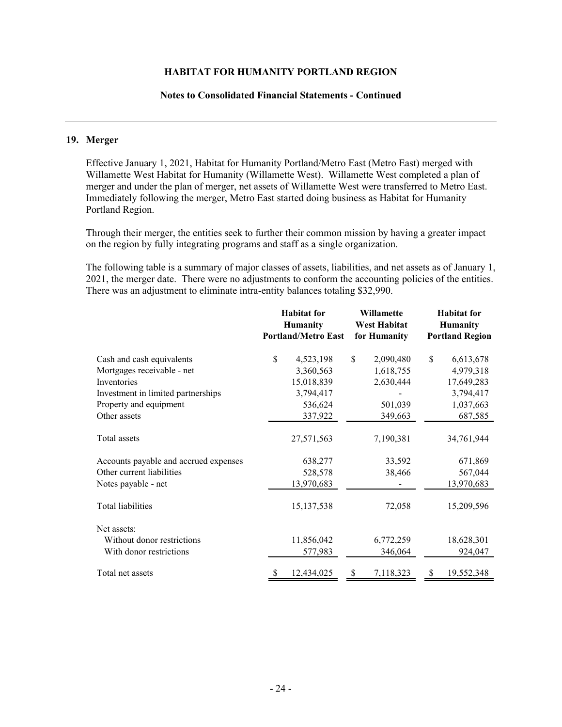## 19. Merger

Effective January 1, 2021, Habitat for Humanity Portland/Metro East (Metro East) merged with Willamette West Habitat for Humanity (Willamette West). Willamette West completed a plan of merger and under the plan of merger, net assets of Willamette West were transferred to Metro East. Immediately following the merger, Metro East started doing business as Habitat for Humanity Portland Region.

Through their merger, the entities seek to further their common mission by having a greater impact on the region by fully integrating programs and staff as a single organization.

The following table is a summary of major classes of assets, liabilities, and net assets as of January 1, 2021, the merger date. There were no adjustments to conform the accounting policies of the entities. There was an adjustment to eliminate intra-entity balances totaling $32,990.

| | Habitat for Humanity Portland/Metro East | Willamette West Habitat for Humanity | Habitat for Humanity Portland Region |
|---|---|---|---|
| Cash and cash equivalents | $ 4,523,198 | $ 2,090,480 | $ 6,613,678 |
| Mortgages receivable - net | 3,360,563 | 1,618,755 | 4,979,318 |
| Inventories | 15,018,839 | 2,630,444 | 17,649,283 |
| Investment in limited partnerships | 3,794,417 | - | 3,794,417 |
| Property and equipment | 536,624 | 501,039 | 1,037,663 |
| Other assets | 337,922 | 349,663 | 687,585 |
| Total assets | 27,571,563 | 7,190,381 | 34,761,944 |
| Accounts payable and accrued expenses | 638,277 | 33,592 | 671,869 |
| Other current liabilities | 528,578 | 38,466 | 567,044 |
| Notes payable - net | 13,970,683 | - | 13,970,683 |
| Total liabilities | 15,137,538 | 72,058 | 15,209,596 |
| Net assets: | | | |
| Without donor restrictions | 11,856,042 | 6,772,259 | 18,628,301 |
| With donor restrictions | 577,983 | 346,064 | 924,047 |
| Total net assets | $ 12,434,025 | $ 7,118,323 | $ 19,552,348 |